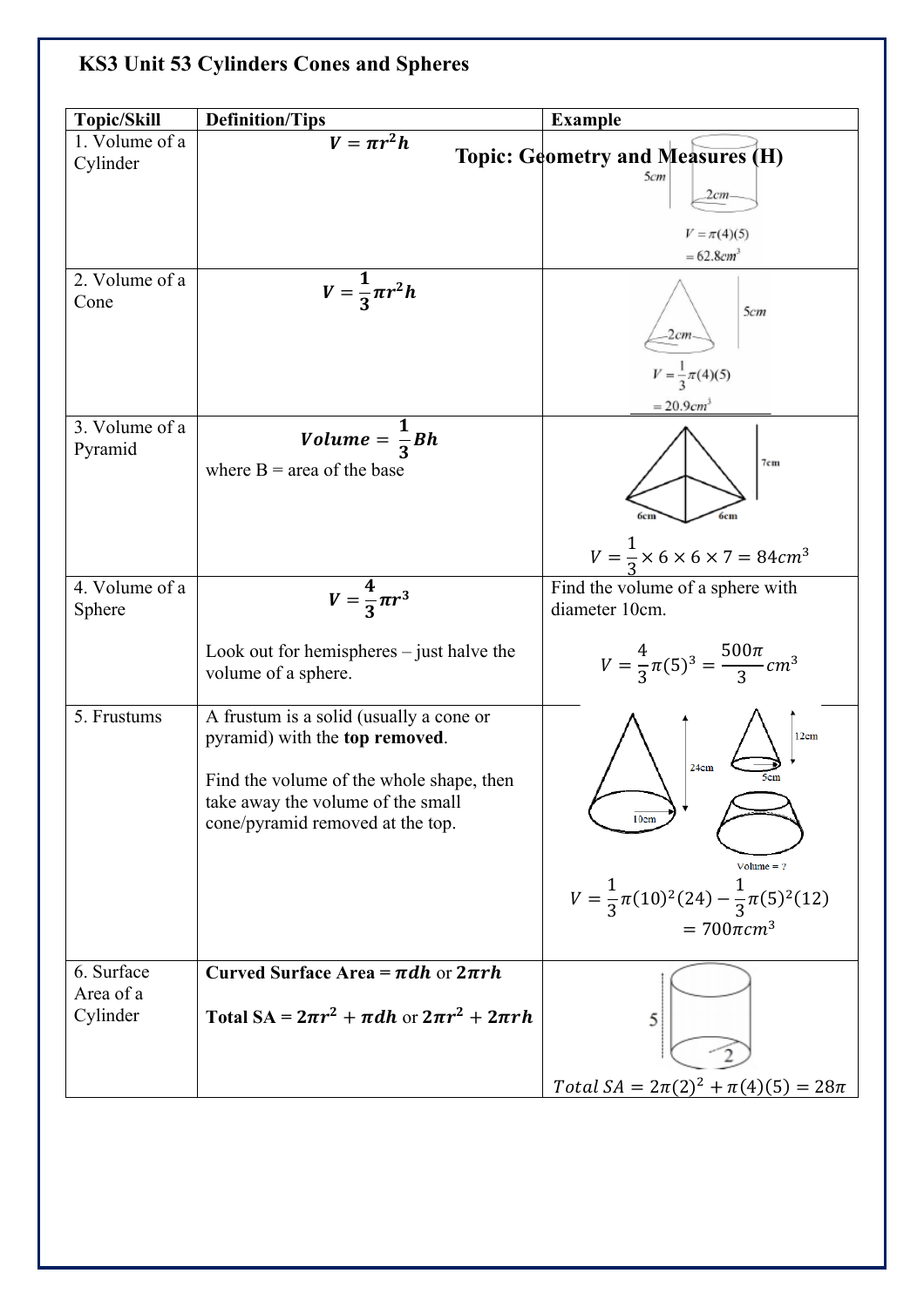# KS3 Unit 53 Cylinders Cones and Spheres

**Topic: Geometry and Measures (H)**

| Topic/Skill | Definition/Tips | Example |
|---|---|---|
| 1. Volume of a Cylinder | $V = \pi r^2 h$ | 5cm, 2cm<br>$V = \pi(4)(5)$<br>$= 62.8cm^3$ |
| 2. Volume of a Cone | $V = \frac{1}{3}\pi r^2 h$ | 5cm, 2cm<br>$V = \frac{1}{3}\pi(4)(5)$<br>$= 20.9cm^3$ |
| 3. Volume of a Pyramid | $Volume = \frac{1}{3}Bh$<br>where B = area of the base | 7cm, 6cm, 6cm<br>$V = \frac{1}{3} \times 6 \times 6 \times 7 = 84cm^3$ |
| 4. Volume of a Sphere | $V = \frac{4}{3}\pi r^3$<br><br>Look out for hemispheres – just halve the volume of a sphere. | Find the volume of a sphere with diameter 10cm.<br><br>$V = \frac{4}{3}\pi(5)^3 = \frac{500\pi}{3}cm^3$ |
| 5. Frustums | A frustum is a solid (usually a cone or pyramid) with the **top removed**.<br><br>Find the volume of the whole shape, then take away the volume of the small cone/pyramid removed at the top. | 24cm, 10cm, 12cm, 5cm<br>Volume = ?<br>$V = \frac{1}{3}\pi(10)^2(24) - \frac{1}{3}\pi(5)^2(12)$<br>$= 700\pi cm^3$ |
| 6. Surface Area of a Cylinder | **Curved Surface Area =** $\pi dh$ or $2\pi rh$<br><br>**Total SA =** $2\pi r^2 + \pi dh$ or $2\pi r^2 + 2\pi rh$ | 5, 2<br>$Total\ SA = 2\pi(2)^2 + \pi(4)(5) = 28\pi$ |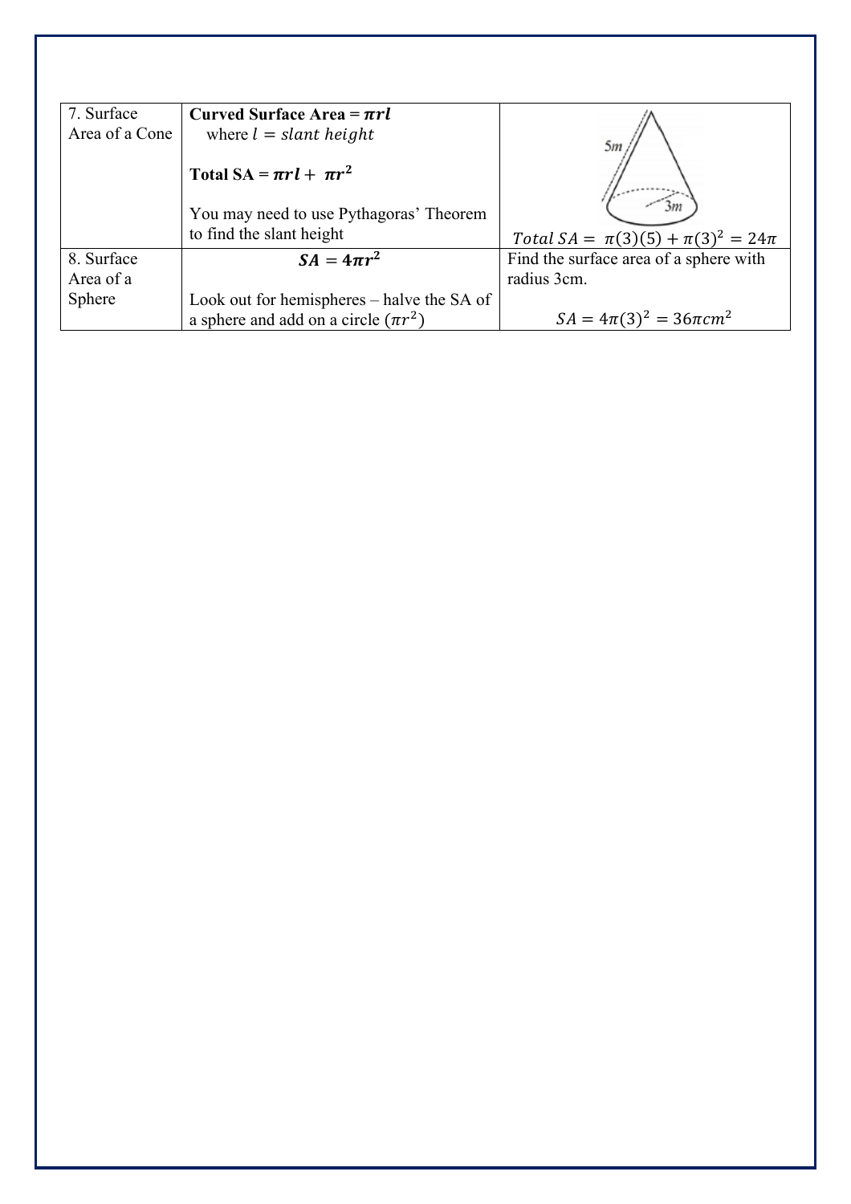| | | |
|---|---|---|
| 7. Surface Area of a Cone | **Curved Surface Area =** $\boldsymbol{\pi r l}$ where $l = slant\ height$ <br><br> **Total SA =** $\boldsymbol{\pi r l + \pi r^2}$ <br><br> You may need to use Pythagoras' Theorem to find the slant height | 5m <br> 3m <br> $Total\ SA = \pi(3)(5) + \pi(3)^2 = 24\pi$ |
| 8. Surface Area of a Sphere | $\boldsymbol{SA = 4\pi r^2}$ <br><br> Look out for hemispheres – halve the SA of a sphere and add on a circle ($\pi r^2$) | Find the surface area of a sphere with radius 3cm. <br><br> $SA = 4\pi(3)^2 = 36\pi cm^2$ |